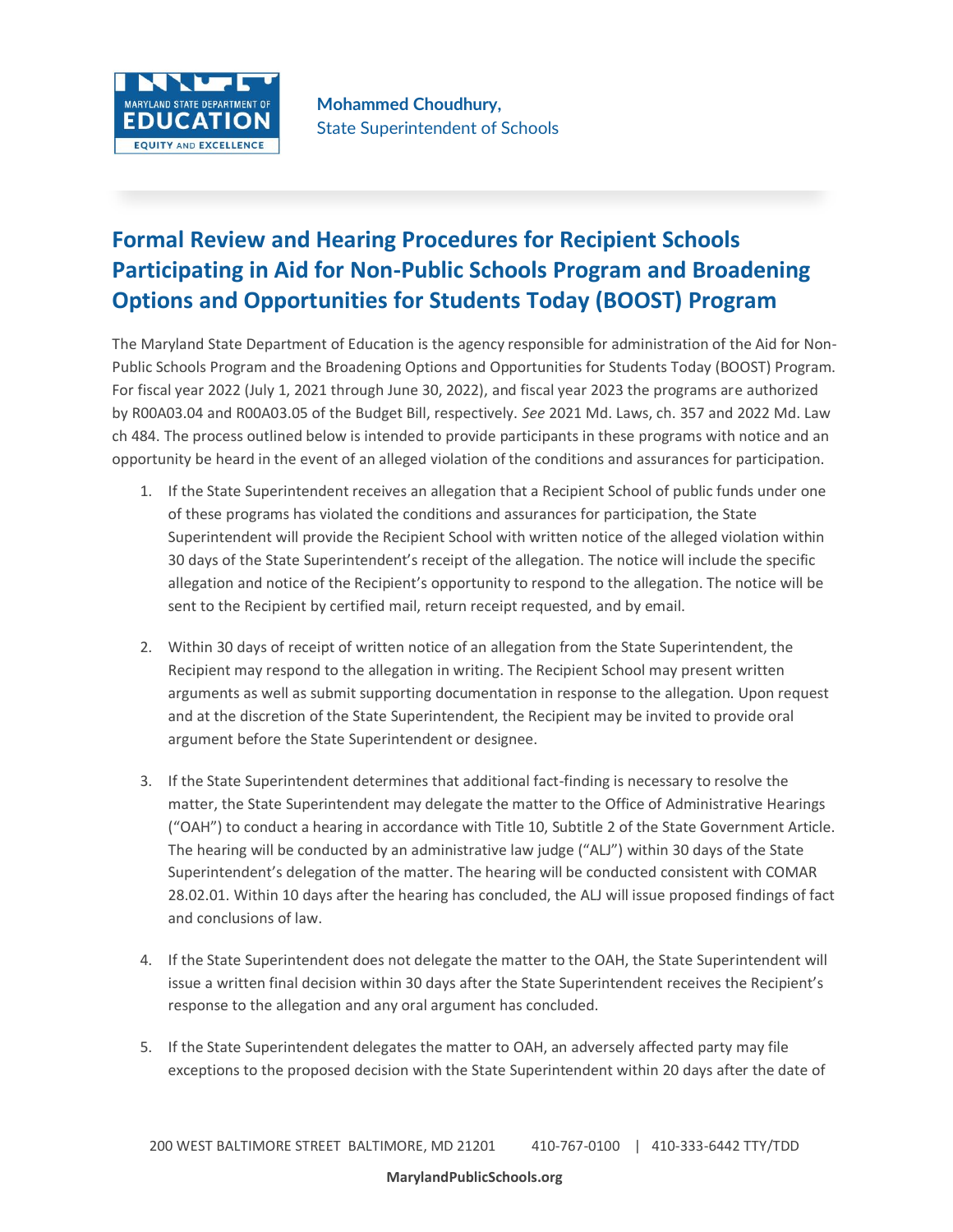**Mohammed Choudhury,**
State Superintendent of Schools

# Formal Review and Hearing Procedures for Recipient Schools Participating in Aid for Non-Public Schools Program and Broadening Options and Opportunities for Students Today (BOOST) Program

The Maryland State Department of Education is the agency responsible for administration of the Aid for Non-Public Schools Program and the Broadening Options and Opportunities for Students Today (BOOST) Program. For fiscal year 2022 (July 1, 2021 through June 30, 2022), and fiscal year 2023 the programs are authorized by R00A03.04 and R00A03.05 of the Budget Bill, respectively. *See* 2021 Md. Laws, ch. 357 and 2022 Md. Law ch 484. The process outlined below is intended to provide participants in these programs with notice and an opportunity be heard in the event of an alleged violation of the conditions and assurances for participation.

1. If the State Superintendent receives an allegation that a Recipient School of public funds under one of these programs has violated the conditions and assurances for participation, the State Superintendent will provide the Recipient School with written notice of the alleged violation within 30 days of the State Superintendent's receipt of the allegation. The notice will include the specific allegation and notice of the Recipient's opportunity to respond to the allegation. The notice will be sent to the Recipient by certified mail, return receipt requested, and by email.

2. Within 30 days of receipt of written notice of an allegation from the State Superintendent, the Recipient may respond to the allegation in writing. The Recipient School may present written arguments as well as submit supporting documentation in response to the allegation. Upon request and at the discretion of the State Superintendent, the Recipient may be invited to provide oral argument before the State Superintendent or designee.

3. If the State Superintendent determines that additional fact-finding is necessary to resolve the matter, the State Superintendent may delegate the matter to the Office of Administrative Hearings ("OAH") to conduct a hearing in accordance with Title 10, Subtitle 2 of the State Government Article. The hearing will be conducted by an administrative law judge ("ALJ") within 30 days of the State Superintendent's delegation of the matter. The hearing will be conducted consistent with COMAR 28.02.01. Within 10 days after the hearing has concluded, the ALJ will issue proposed findings of fact and conclusions of law.

4. If the State Superintendent does not delegate the matter to the OAH, the State Superintendent will issue a written final decision within 30 days after the State Superintendent receives the Recipient's response to the allegation and any oral argument has concluded.

5. If the State Superintendent delegates the matter to OAH, an adversely affected party may file exceptions to the proposed decision with the State Superintendent within 20 days after the date of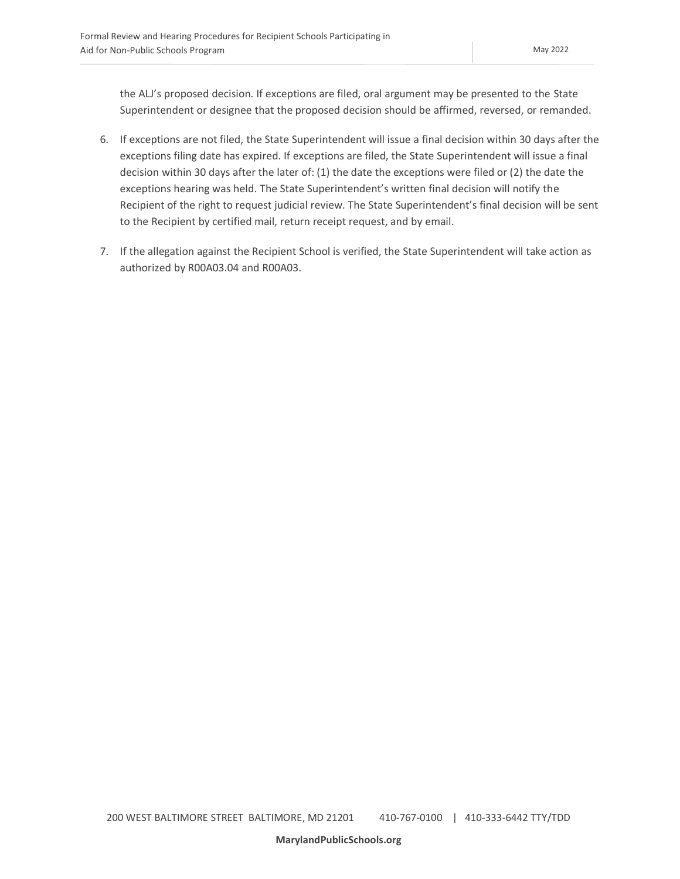the ALJ's proposed decision. If exceptions are filed, oral argument may be presented to the State Superintendent or designee that the proposed decision should be affirmed, reversed, or remanded.

6. If exceptions are not filed, the State Superintendent will issue a final decision within 30 days after the exceptions filing date has expired. If exceptions are filed, the State Superintendent will issue a final decision within 30 days after the later of: (1) the date the exceptions were filed or (2) the date the exceptions hearing was held. The State Superintendent's written final decision will notify the Recipient of the right to request judicial review. The State Superintendent's final decision will be sent to the Recipient by certified mail, return receipt request, and by email.

7. If the allegation against the Recipient School is verified, the State Superintendent will take action as authorized by R00A03.04 and R00A03.